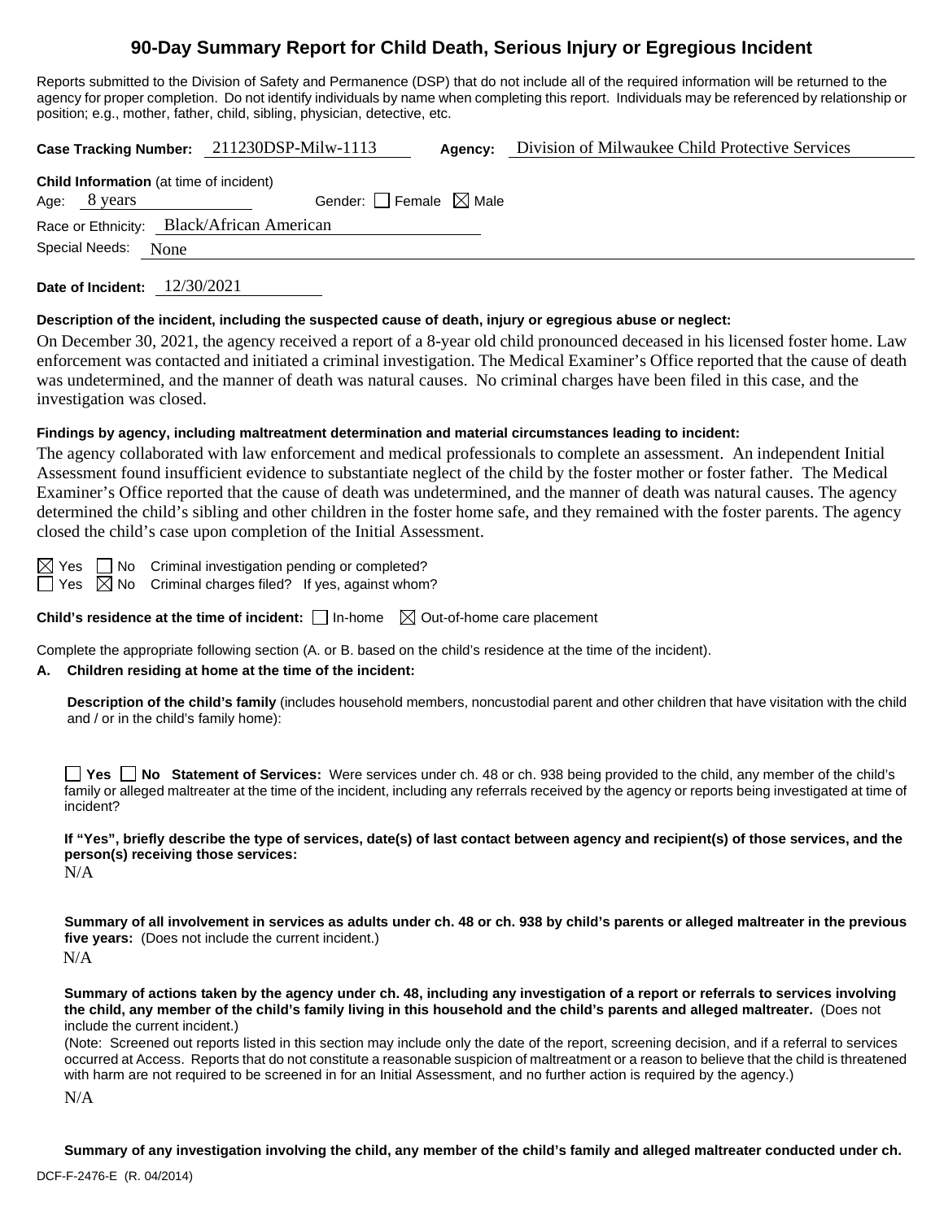# 90-Day Summary Report for Child Death, Serious Injury or Egregious Incident

Reports submitted to the Division of Safety and Permanence (DSP) that do not include all of the required information will be returned to the agency for proper completion. Do not identify individuals by name when completing this report. Individuals may be referenced by relationship or position; e.g., mother, father, child, sibling, physician, detective, etc.

**Case Tracking Number:** 211230DSP-Milw-1113 **Agency:** Division of Milwaukee Child Protective Services

**Child Information** (at time of incident)

Age: 8 years Gender: ☐ Female ☒ Male

Race or Ethnicity: Black/African American

Special Needs: None

**Date of Incident:** 12/30/2021

**Description of the incident, including the suspected cause of death, injury or egregious abuse or neglect:**

On December 30, 2021, the agency received a report of a 8-year old child pronounced deceased in his licensed foster home. Law enforcement was contacted and initiated a criminal investigation. The Medical Examiner's Office reported that the cause of death was undetermined, and the manner of death was natural causes. No criminal charges have been filed in this case, and the investigation was closed.

**Findings by agency, including maltreatment determination and material circumstances leading to incident:**

The agency collaborated with law enforcement and medical professionals to complete an assessment. An independent Initial Assessment found insufficient evidence to substantiate neglect of the child by the foster mother or foster father. The Medical Examiner's Office reported that the cause of death was undetermined, and the manner of death was natural causes. The agency determined the child's sibling and other children in the foster home safe, and they remained with the foster parents. The agency closed the child's case upon completion of the Initial Assessment.

☒ Yes ☐ No Criminal investigation pending or completed?

☐ Yes ☒ No Criminal charges filed? If yes, against whom?

**Child's residence at the time of incident:** ☐ In-home ☒ Out-of-home care placement

Complete the appropriate following section (A. or B. based on the child's residence at the time of the incident).

**A. Children residing at home at the time of the incident:**

**Description of the child's family** (includes household members, noncustodial parent and other children that have visitation with the child and / or in the child's family home):

☐ **Yes** ☐ **No Statement of Services:** Were services under ch. 48 or ch. 938 being provided to the child, any member of the child's family or alleged maltreater at the time of the incident, including any referrals received by the agency or reports being investigated at time of incident?

**If "Yes", briefly describe the type of services, date(s) of last contact between agency and recipient(s) of those services, and the person(s) receiving those services:**

N/A

**Summary of all involvement in services as adults under ch. 48 or ch. 938 by child's parents or alleged maltreater in the previous five years:** (Does not include the current incident.)

N/A

**Summary of actions taken by the agency under ch. 48, including any investigation of a report or referrals to services involving the child, any member of the child's family living in this household and the child's parents and alleged maltreater.** (Does not include the current incident.)

(Note: Screened out reports listed in this section may include only the date of the report, screening decision, and if a referral to services occurred at Access. Reports that do not constitute a reasonable suspicion of maltreatment or a reason to believe that the child is threatened with harm are not required to be screened in for an Initial Assessment, and no further action is required by the agency.)

N/A

**Summary of any investigation involving the child, any member of the child's family and alleged maltreater conducted under ch.**

DCF-F-2476-E (R. 04/2014)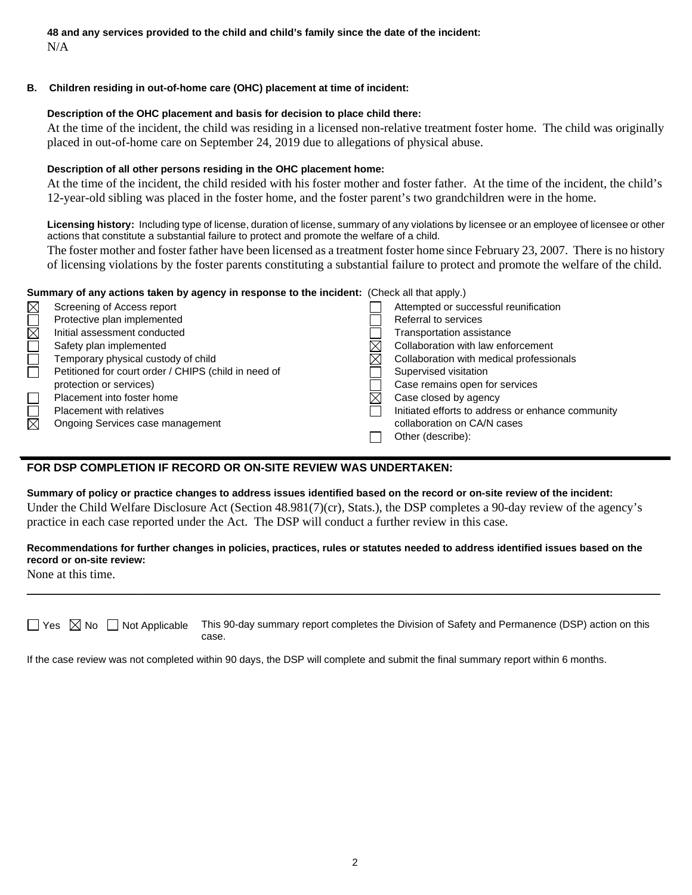**48 and any services provided to the child and child's family since the date of the incident:**
N/A

**B. Children residing in out-of-home care (OHC) placement at time of incident:**

**Description of the OHC placement and basis for decision to place child there:**
At the time of the incident, the child was residing in a licensed non-relative treatment foster home. The child was originally placed in out-of-home care on September 24, 2019 due to allegations of physical abuse.

**Description of all other persons residing in the OHC placement home:**
At the time of the incident, the child resided with his foster mother and foster father. At the time of the incident, the child's 12-year-old sibling was placed in the foster home, and the foster parent's two grandchildren were in the home.

**Licensing history:** Including type of license, duration of license, summary of any violations by licensee or an employee of licensee or other actions that constitute a substantial failure to protect and promote the welfare of a child.
The foster mother and foster father have been licensed as a treatment foster home since February 23, 2007. There is no history of licensing violations by the foster parents constituting a substantial failure to protect and promote the welfare of the child.

**Summary of any actions taken by agency in response to the incident:** (Check all that apply.)

- [x] Screening of Access report
- [ ] Protective plan implemented
- [x] Initial assessment conducted
- [ ] Safety plan implemented
- [ ] Temporary physical custody of child
- [ ] Petitioned for court order / CHIPS (child in need of protection or services)
- [ ] Placement into foster home
- [ ] Placement with relatives
- [x] Ongoing Services case management
- [ ] Attempted or successful reunification
- [ ] Referral to services
- [ ] Transportation assistance
- [x] Collaboration with law enforcement
- [x] Collaboration with medical professionals
- [ ] Supervised visitation
- [ ] Case remains open for services
- [x] Case closed by agency
- [ ] Initiated efforts to address or enhance community collaboration on CA/N cases
- [ ] Other (describe):

**FOR DSP COMPLETION IF RECORD OR ON-SITE REVIEW WAS UNDERTAKEN:**

**Summary of policy or practice changes to address issues identified based on the record or on-site review of the incident:**
Under the Child Welfare Disclosure Act (Section 48.981(7)(cr), Stats.), the DSP completes a 90-day review of the agency's practice in each case reported under the Act. The DSP will conduct a further review in this case.

**Recommendations for further changes in policies, practices, rules or statutes needed to address identified issues based on the record or on-site review:**
None at this time.

---

☐ Yes ☒ No ☐ Not Applicable  This 90-day summary report completes the Division of Safety and Permanence (DSP) action on this case.

If the case review was not completed within 90 days, the DSP will complete and submit the final summary report within 6 months.